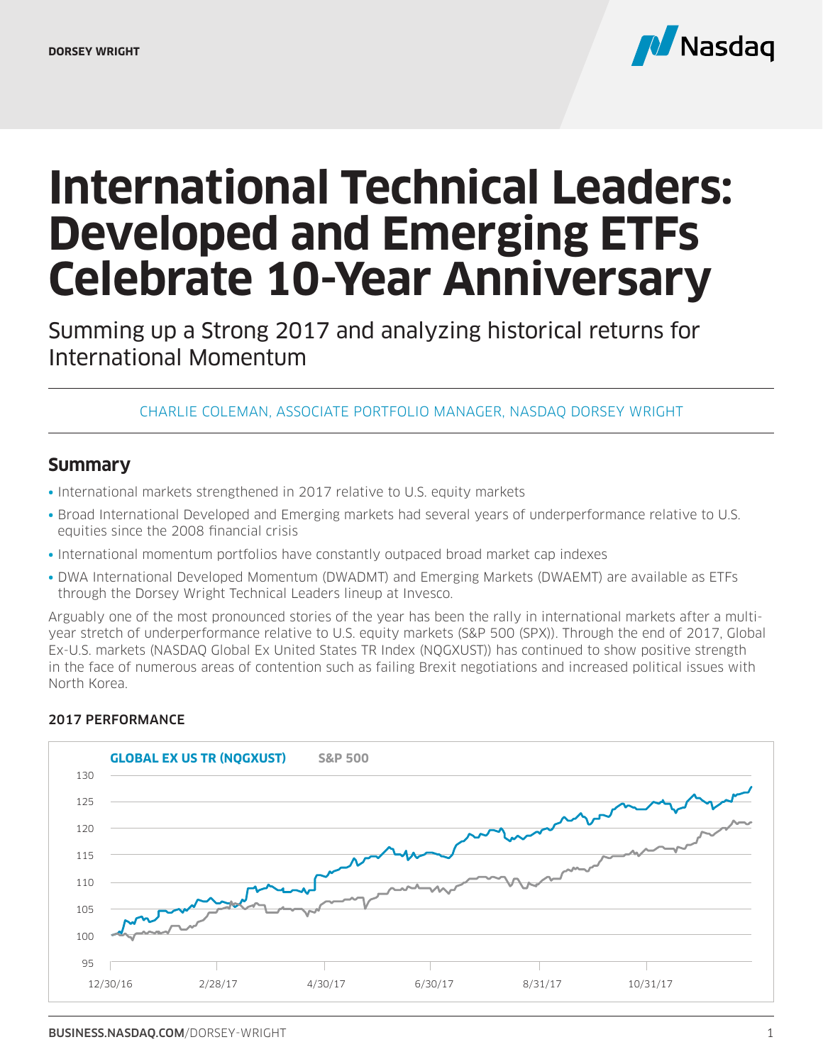DORSEY WRIGHT

# International Technical Leaders: Developed and Emerging ETFs Celebrate 10-Year Anniversary

Summing up a Strong 2017 and analyzing historical returns for International Momentum

CHARLIE COLEMAN, ASSOCIATE PORTFOLIO MANAGER, NASDAQ DORSEY WRIGHT

## Summary

- International markets strengthened in 2017 relative to U.S. equity markets
- Broad International Developed and Emerging markets had several years of underperformance relative to U.S. equities since the 2008 financial crisis
- International momentum portfolios have constantly outpaced broad market cap indexes
- DWA International Developed Momentum (DWADMT) and Emerging Markets (DWAEMT) are available as ETFs through the Dorsey Wright Technical Leaders lineup at Invesco.

Arguably one of the most pronounced stories of the year has been the rally in international markets after a multi-year stretch of underperformance relative to U.S. equity markets (S&P 500 (SPX)). Through the end of 2017, Global Ex-U.S. markets (NASDAQ Global Ex United States TR Index (NQGXUST)) has continued to show positive strength in the face of numerous areas of contention such as failing Brexit negotiations and increased political issues with North Korea.

**2017 PERFORMANCE**

GLOBAL EX US TR (NQGXUST) | S&P 500

130, 125, 120, 115, 110, 105, 100, 95

12/30/16, 2/28/17, 4/30/17, 6/30/17, 8/31/17, 10/31/17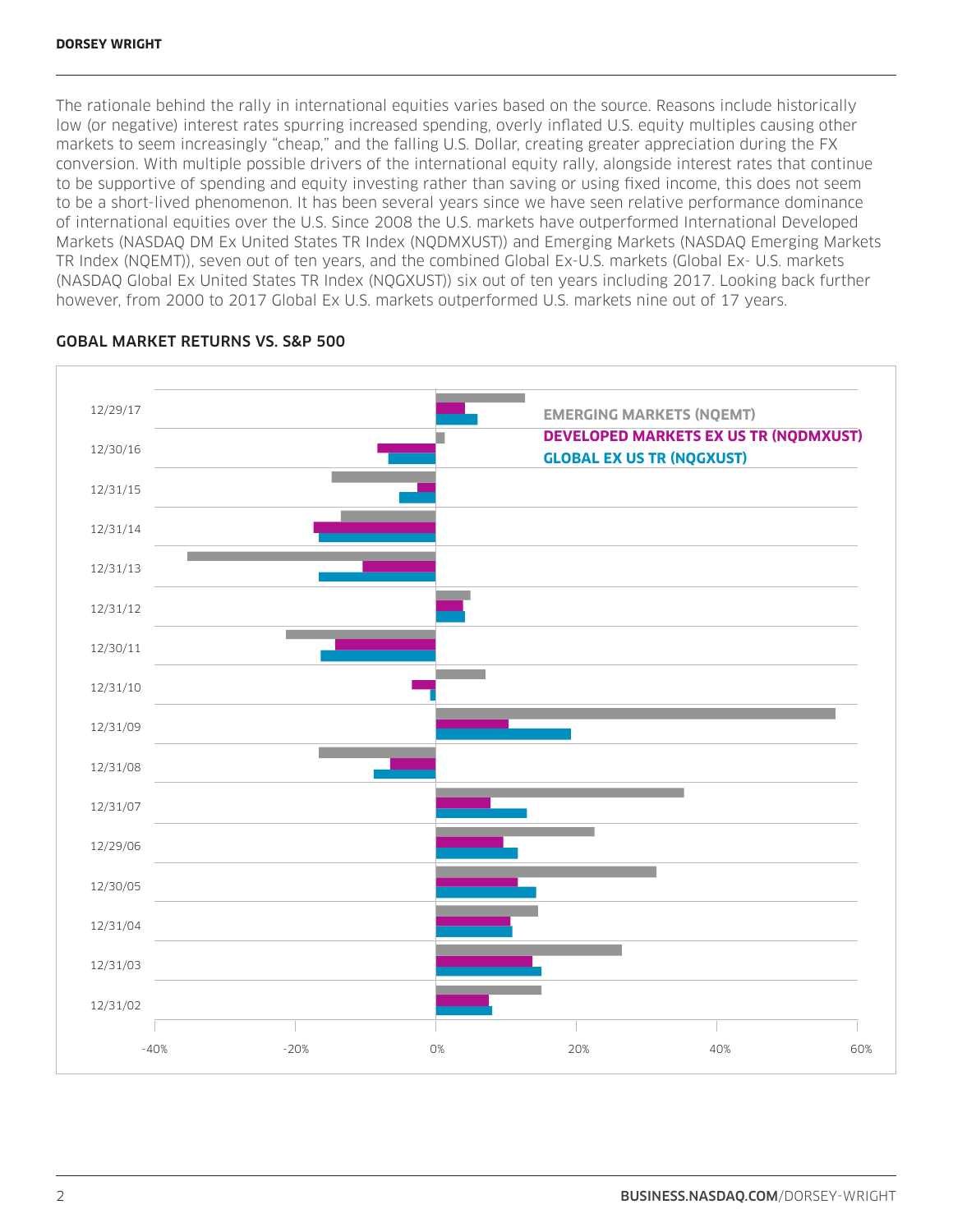The rationale behind the rally in international equities varies based on the source. Reasons include historically low (or negative) interest rates spurring increased spending, overly inflated U.S. equity multiples causing other markets to seem increasingly "cheap," and the falling U.S. Dollar, creating greater appreciation during the FX conversion. With multiple possible drivers of the international equity rally, alongside interest rates that continue to be supportive of spending and equity investing rather than saving or using fixed income, this does not seem to be a short-lived phenomenon. It has been several years since we have seen relative performance dominance of international equities over the U.S. Since 2008 the U.S. markets have outperformed International Developed Markets (NASDAQ DM Ex United States TR Index (NQDMXUST)) and Emerging Markets (NASDAQ Emerging Markets TR Index (NQEMT)), seven out of ten years, and the combined Global Ex-U.S. markets (Global Ex- U.S. markets (NASDAQ Global Ex United States TR Index (NQGXUST)) six out of ten years including 2017. Looking back further however, from 2000 to 2017 Global Ex U.S. markets outperformed U.S. markets nine out of 17 years.

### GOBAL MARKET RETURNS VS. S&P 500

EMERGING MARKETS (NQEMT)
DEVELOPED MARKETS EX US TR (NQDMXUST)
GLOBAL EX US TR (NQGXUST)

12/29/17
12/30/16
12/31/15
12/31/14
12/31/13
12/31/12
12/30/11
12/31/10
12/31/09
12/31/08
12/31/07
12/29/06
12/30/05
12/31/04
12/31/03
12/31/02

-40% -20% 0% 20% 40% 60%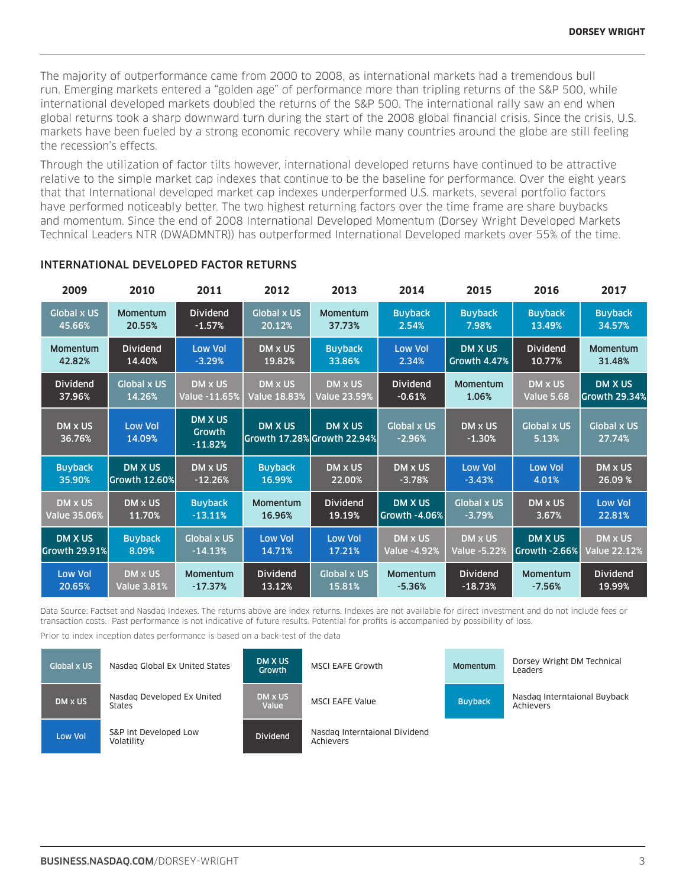The majority of outperformance came from 2000 to 2008, as international markets had a tremendous bull run. Emerging markets entered a "golden age" of performance more than tripling returns of the S&P 500, while international developed markets doubled the returns of the S&P 500. The international rally saw an end when global returns took a sharp downward turn during the start of the 2008 global financial crisis. Since the crisis, U.S. markets have been fueled by a strong economic recovery while many countries around the globe are still feeling the recession's effects.

Through the utilization of factor tilts however, international developed returns have continued to be attractive relative to the simple market cap indexes that continue to be the baseline for performance. Over the eight years that that International developed market cap indexes underperformed U.S. markets, several portfolio factors have performed noticeably better. The two highest returning factors over the time frame are share buybacks and momentum. Since the end of 2008 International Developed Momentum (Dorsey Wright Developed Markets Technical Leaders NTR (DWADMNTR)) has outperformed International Developed markets over 55% of the time.

## INTERNATIONAL DEVELOPED FACTOR RETURNS

| 2009 | 2010 | 2011 | 2012 | 2013 | 2014 | 2015 | 2016 | 2017 |
|---|---|---|---|---|---|---|---|---|
| Global x US 45.66% | Momentum 20.55% | Dividend -1.57% | Global x US 20.12% | Momentum 37.73% | Buyback 2.54% | Buyback 7.98% | Buyback 13.49% | Buyback 34.57% |
| Momentum 42.82% | Dividend 14.40% | Low Vol -3.29% | DM x US 19.82% | Buyback 33.86% | Low Vol 2.34% | DM X US Growth 4.47% | Dividend 10.77% | Momentum 31.48% |
| Dividend 37.96% | Global x US 14.26% | DM x US Value -11.65% | DM x US Value 18.83% | DM x US Value 23.59% | Dividend -0.61% | Momentum 1.06% | DM x US Value 5.68 | DM X US Growth 29.34% |
| DM x US 36.76% | Low Vol 14.09% | DM X US Growth -11.82% | DM X US Growth 17.28% | DM X US Growth 22.94% | Global x US -2.96% | DM x US -1.30% | Global x US 5.13% | Global x US 27.74% |
| Buyback 35.90% | DM X US Growth 12.60% | DM x US -12.26% | Buyback 16.99% | DM x US 22.00% | DM x US -3.78% | Low Vol -3.43% | Low Vol 4.01% | DM x US 26.09 % |
| DM x US Value 35.06% | DM x US 11.70% | Buyback -13.11% | Momentum 16.96% | Dividend 19.19% | DM X US Growth -4.06% | Global x US -3.79% | DM x US 3.67% | Low Vol 22.81% |
| DM X US Growth 29.91% | Buyback 8.09% | Global x US -14.13% | Low Vol 14.71% | Low Vol 17.21% | DM x US Value -4.92% | DM x US Value -5.22% | DM X US Growth -2.66% | DM x US Value 22.12% |
| Low Vol 20.65% | DM x US Value 3.81% | Momentum -17.37% | Dividend 13.12% | Global x US 15.81% | Momentum -5.36% | Dividend -18.73% | Momentum -7.56% | Dividend 19.99% |

Data Source: Factset and Nasdaq Indexes. The returns above are index returns. Indexes are not available for direct investment and do not include fees or transaction costs. Past performance is not indicative of future results. Potential for profits is accompanied by possibility of loss.

Prior to index inception dates performance is based on a back-test of the data

| Label | Index |
|---|---|
| Global x US | Nasdaq Global Ex United States |
| DM x US | Nasdaq Developed Ex United States |
| Low Vol | S&P Int Developed Low Volatility |
| DM X US Growth | MSCI EAFE Growth |
| DM x US Value | MSCI EAFE Value |
| Dividend | Nasdaq Interntaional Dividend Achievers |
| Momentum | Dorsey Wright DM Technical Leaders |
| Buyback | Nasdaq Interntaional Buyback Achievers |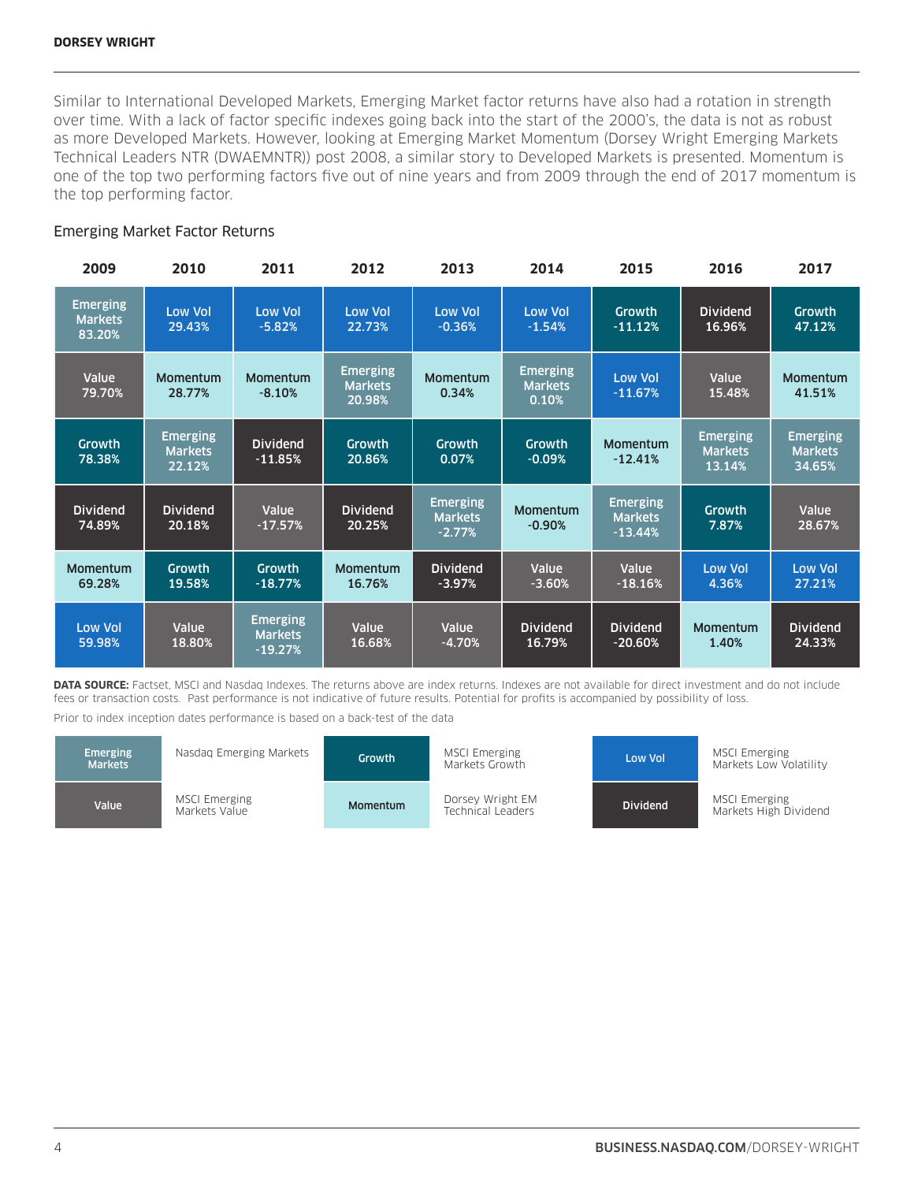Similar to International Developed Markets, Emerging Market factor returns have also had a rotation in strength over time. With a lack of factor specific indexes going back into the start of the 2000's, the data is not as robust as more Developed Markets. However, looking at Emerging Market Momentum (Dorsey Wright Emerging Markets Technical Leaders NTR (DWAEMNTR)) post 2008, a similar story to Developed Markets is presented. Momentum is one of the top two performing factors five out of nine years and from 2009 through the end of 2017 momentum is the top performing factor.

## Emerging Market Factor Returns

| 2009 | 2010 | 2011 | 2012 | 2013 | 2014 | 2015 | 2016 | 2017 |
|---|---|---|---|---|---|---|---|---|
| Emerging Markets 83.20% | Low Vol 29.43% | Low Vol -5.82% | Low Vol 22.73% | Low Vol -0.36% | Low Vol -1.54% | Growth -11.12% | Dividend 16.96% | Growth 47.12% |
| Value 79.70% | Momentum 28.77% | Momentum -8.10% | Emerging Markets 20.98% | Momentum 0.34% | Emerging Markets 0.10% | Low Vol -11.67% | Value 15.48% | Momentum 41.51% |
| Growth 78.38% | Emerging Markets 22.12% | Dividend -11.85% | Growth 20.86% | Growth 0.07% | Growth -0.09% | Momentum -12.41% | Emerging Markets 13.14% | Emerging Markets 34.65% |
| Dividend 74.89% | Dividend 20.18% | Value -17.57% | Dividend 20.25% | Emerging Markets -2.77% | Momentum -0.90% | Emerging Markets -13.44% | Growth 7.87% | Value 28.67% |
| Momentum 69.28% | Growth 19.58% | Growth -18.77% | Momentum 16.76% | Dividend -3.97% | Value -3.60% | Value -18.16% | Low Vol 4.36% | Low Vol 27.21% |
| Low Vol 59.98% | Value 18.80% | Emerging Markets -19.27% | Value 16.68% | Value -4.70% | Dividend 16.79% | Dividend -20.60% | Momentum 1.40% | Dividend 24.33% |

**DATA SOURCE:** Factset, MSCI and Nasdaq Indexes. The returns above are index returns. Indexes are not available for direct investment and do not include fees or transaction costs. Past performance is not indicative of future results. Potential for profits is accompanied by possibility of loss.

Prior to index inception dates performance is based on a back-test of the data

| Label | Index |
|---|---|
| Emerging Markets | Nasdaq Emerging Markets |
| Value | MSCI Emerging Markets Value |
| Growth | MSCI Emerging Markets Growth |
| Momentum | Dorsey Wright EM Technical Leaders |
| Low Vol | MSCI Emerging Markets Low Volatility |
| Dividend | MSCI Emerging Markets High Dividend |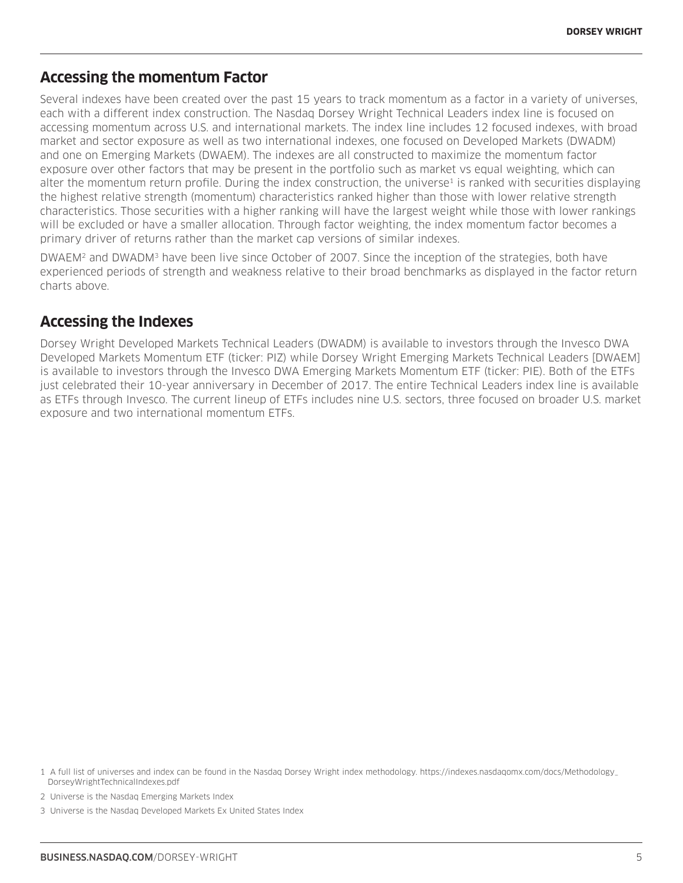## Accessing the momentum Factor

Several indexes have been created over the past 15 years to track momentum as a factor in a variety of universes, each with a different index construction. The Nasdaq Dorsey Wright Technical Leaders index line is focused on accessing momentum across U.S. and international markets. The index line includes 12 focused indexes, with broad market and sector exposure as well as two international indexes, one focused on Developed Markets (DWADM) and one on Emerging Markets (DWAEM). The indexes are all constructed to maximize the momentum factor exposure over other factors that may be present in the portfolio such as market vs equal weighting, which can alter the momentum return profile. During the index construction, the universe[1] is ranked with securities displaying the highest relative strength (momentum) characteristics ranked higher than those with lower relative strength characteristics. Those securities with a higher ranking will have the largest weight while those with lower rankings will be excluded or have a smaller allocation. Through factor weighting, the index momentum factor becomes a primary driver of returns rather than the market cap versions of similar indexes.

DWAEM[2] and DWADM[3] have been live since October of 2007. Since the inception of the strategies, both have experienced periods of strength and weakness relative to their broad benchmarks as displayed in the factor return charts above.

## Accessing the Indexes

Dorsey Wright Developed Markets Technical Leaders (DWADM) is available to investors through the Invesco DWA Developed Markets Momentum ETF (ticker: PIZ) while Dorsey Wright Emerging Markets Technical Leaders [DWAEM] is available to investors through the Invesco DWA Emerging Markets Momentum ETF (ticker: PIE). Both of the ETFs just celebrated their 10-year anniversary in December of 2017. The entire Technical Leaders index line is available as ETFs through Invesco. The current lineup of ETFs includes nine U.S. sectors, three focused on broader U.S. market exposure and two international momentum ETFs.

1 A full list of universes and index can be found in the Nasdaq Dorsey Wright index methodology. https://indexes.nasdaqomx.com/docs/Methodology_DorseyWrightTechnicalIndexes.pdf

2 Universe is the Nasdaq Emerging Markets Index

3 Universe is the Nasdaq Developed Markets Ex United States Index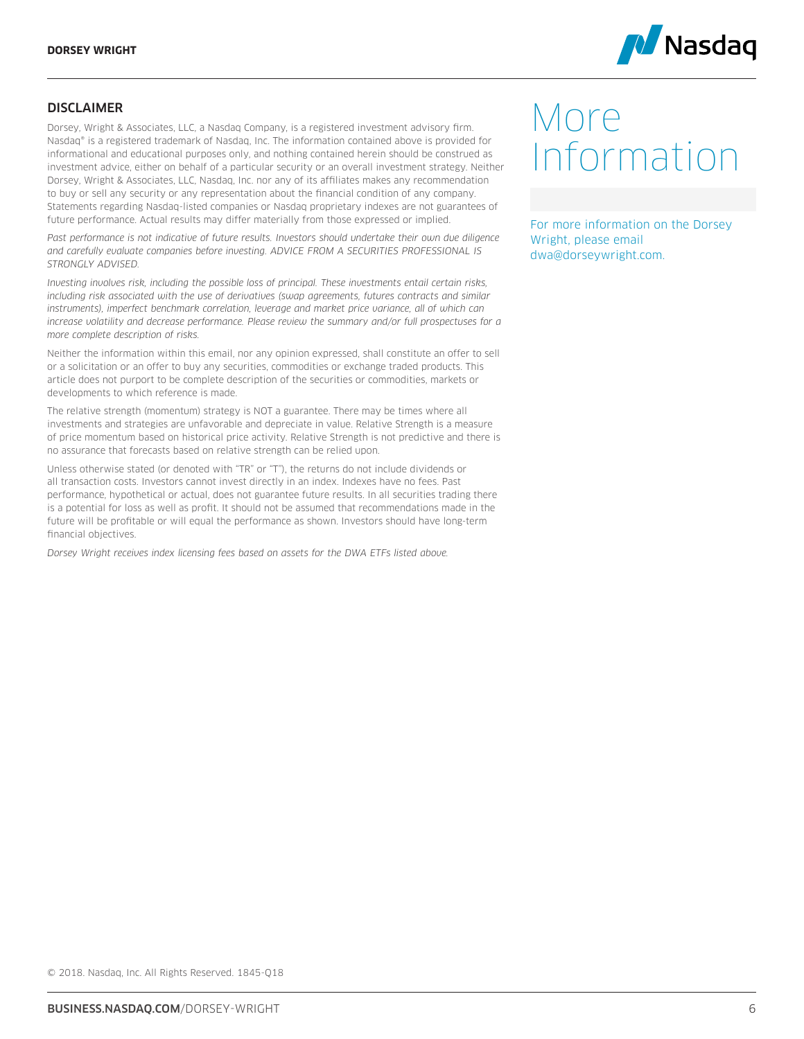## DISCLAIMER

Dorsey, Wright & Associates, LLC, a Nasdaq Company, is a registered investment advisory firm. Nasdaq® is a registered trademark of Nasdaq, Inc. The information contained above is provided for informational and educational purposes only, and nothing contained herein should be construed as investment advice, either on behalf of a particular security or an overall investment strategy. Neither Dorsey, Wright & Associates, LLC, Nasdaq, Inc. nor any of its affiliates makes any recommendation to buy or sell any security or any representation about the financial condition of any company. Statements regarding Nasdaq-listed companies or Nasdaq proprietary indexes are not guarantees of future performance. Actual results may differ materially from those expressed or implied.

*Past performance is not indicative of future results. Investors should undertake their own due diligence and carefully evaluate companies before investing. ADVICE FROM A SECURITIES PROFESSIONAL IS STRONGLY ADVISED.*

*Investing involves risk, including the possible loss of principal. These investments entail certain risks, including risk associated with the use of derivatives (swap agreements, futures contracts and similar instruments), imperfect benchmark correlation, leverage and market price variance, all of which can increase volatility and decrease performance. Please review the summary and/or full prospectuses for a more complete description of risks.*

Neither the information within this email, nor any opinion expressed, shall constitute an offer to sell or a solicitation or an offer to buy any securities, commodities or exchange traded products. This article does not purport to be complete description of the securities or commodities, markets or developments to which reference is made.

The relative strength (momentum) strategy is NOT a guarantee. There may be times where all investments and strategies are unfavorable and depreciate in value. Relative Strength is a measure of price momentum based on historical price activity. Relative Strength is not predictive and there is no assurance that forecasts based on relative strength can be relied upon.

Unless otherwise stated (or denoted with "TR" or "T"), the returns do not include dividends or all transaction costs. Investors cannot invest directly in an index. Indexes have no fees. Past performance, hypothetical or actual, does not guarantee future results. In all securities trading there is a potential for loss as well as profit. It should not be assumed that recommendations made in the future will be profitable or will equal the performance as shown. Investors should have long-term financial objectives.

*Dorsey Wright receives index licensing fees based on assets for the DWA ETFs listed above.*

# More Information

For more information on the Dorsey Wright, please email dwa@dorseywright.com.

© 2018. Nasdaq, Inc. All Rights Reserved. 1845-Q18